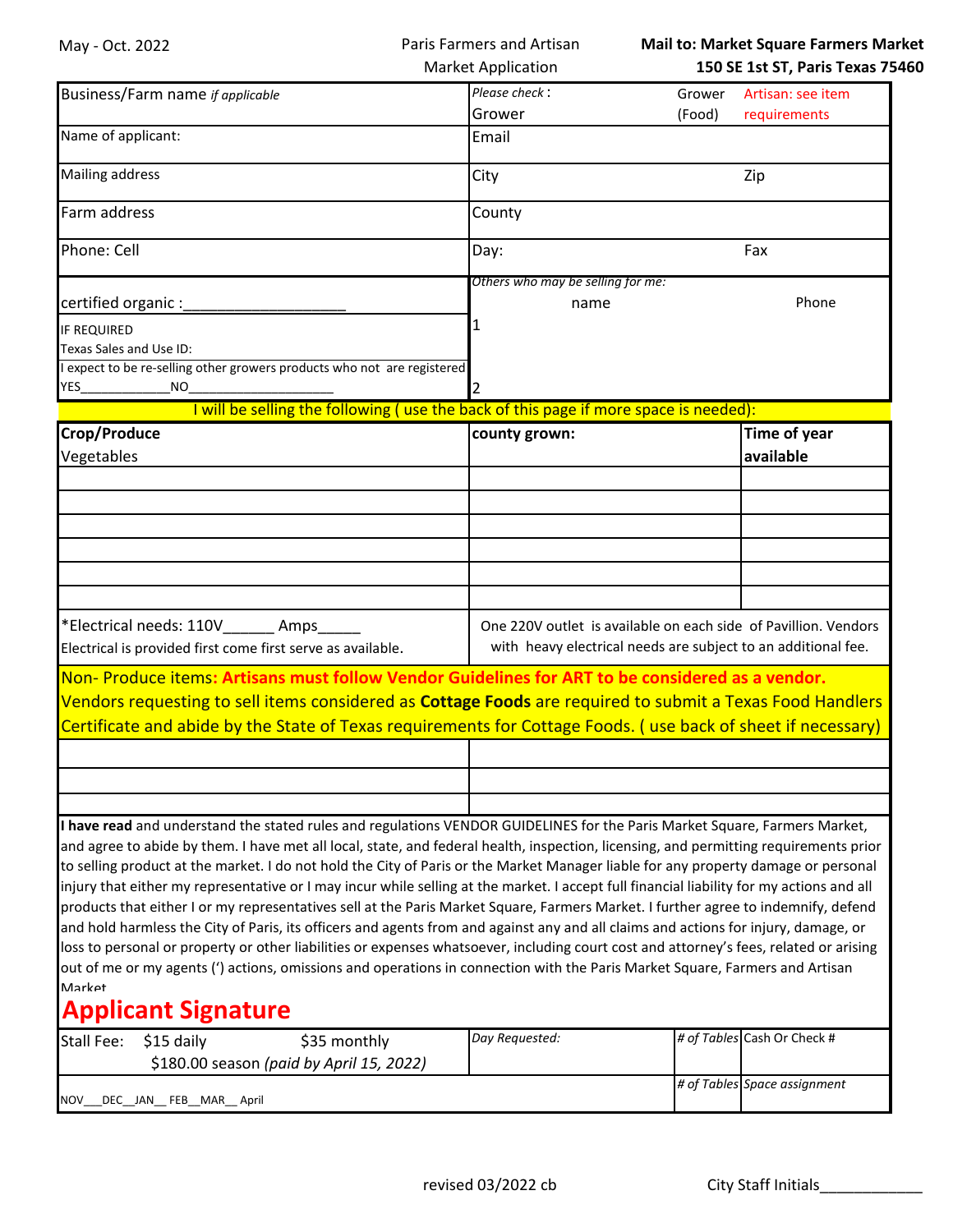May - Oct. 2022

Paris Farmers and Artisan Market Application

**Mail to: Market Square Farmers Market**
**150 SE 1st ST, Paris Texas 75460**

| Business/Farm name *if applicable* | *Please check :* Grower | Grower (Food) | Artisan: see item requirements |
|---|---|---|---|
| Name of applicant: | Email | | |
| Mailing address | City | Zip | |
| Farm address | County | | |
| Phone: Cell | Day: | Fax | |

certified organic :___________________

IF REQUIRED
Texas Sales and Use ID:
I expect to be re-selling other growers products who not are registered
YES_____________NO____________________

*Others who may be selling for me:*

| | name | Phone |
|---|---|---|
| 1 | | |
| 2 | | |

I will be selling the following ( use the back of this page if more space is needed):

| Crop/Produce Vegetables | county grown: | Time of year available |
|---|---|---|
| | | |
| | | |
| | | |
| | | |
| | | |
| | | |

*Electrical needs: 110V______ Amps_____
Electrical is provided first come first serve as available.

One 220V outlet is available on each side of Pavillion. Vendors with heavy electrical needs are subject to an additional fee.

Non- Produce items: **Artisans must follow Vendor Guidelines for ART to be considered as a vendor.**
Vendors requesting to sell items considered as **Cottage Foods** are required to submit a Texas Food Handlers Certificate and abide by the State of Texas requirements for Cottage Foods. ( use back of sheet if necessary)

| | |
|---|---|
| | |
| | |
| | |

**I have read** and understand the stated rules and regulations VENDOR GUIDELINES for the Paris Market Square, Farmers Market, and agree to abide by them. I have met all local, state, and federal health, inspection, licensing, and permitting requirements prior to selling product at the market. I do not hold the City of Paris or the Market Manager liable for any property damage or personal injury that either my representative or I may incur while selling at the market. I accept full financial liability for my actions and all products that either I or my representatives sell at the Paris Market Square, Farmers Market. I further agree to indemnify, defend and hold harmless the City of Paris, its officers and agents from and against any and all claims and actions for injury, damage, or loss to personal or property or other liabilities or expenses whatsoever, including court cost and attorney's fees, related or arising out of me or my agents (') actions, omissions and operations in connection with the Paris Market Square, Farmers and Artisan Market

## Applicant Signature

| Stall Fee: $15 daily $35 monthly $180.00 season *(paid by April 15, 2022)* | *Day Requested:* | *# of Tables* | Cash Or Check # |
|---|---|---|---|
| NOV___DEC__JAN__ FEB__MAR__ April | | *# of Tables* | *Space assignment* |

revised 03/2022 cb

City Staff Initials____________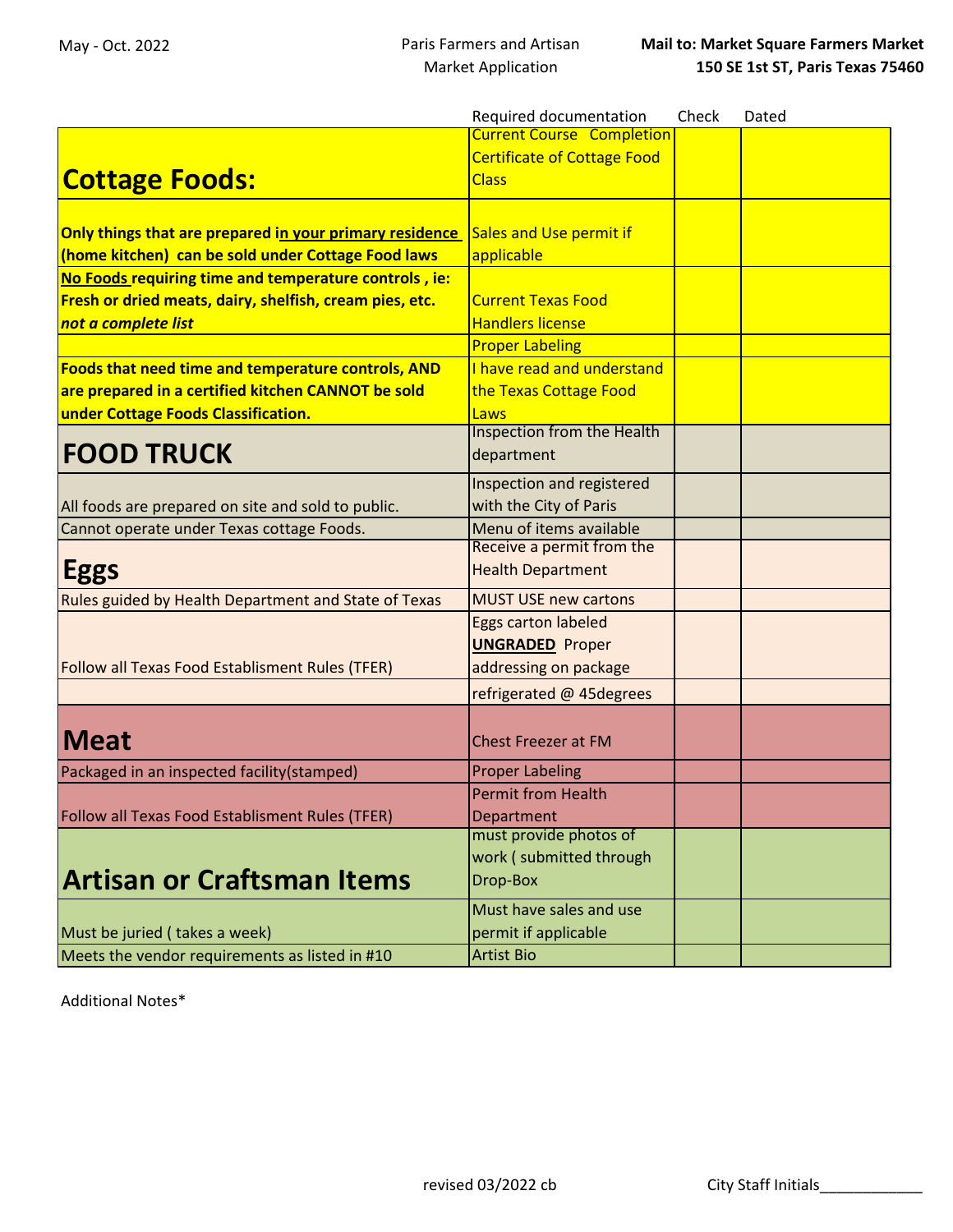May - Oct. 2022

Paris Farmers and Artisan Market Application

**Mail to: Market Square Farmers Market**
**150 SE 1st ST, Paris Texas 75460**

| | Required documentation | Check | Dated |
|---|---|---|---|
| **Cottage Foods:** | Current Course Completion Certificate of Cottage Food Class | | |
| **Only things that are prepared in your primary residence (home kitchen) can be sold under Cottage Food laws** | Sales and Use permit if applicable | | |
| **No Foods requiring time and temperature controls , ie: Fresh or dried meats, dairy, shelfish, cream pies, etc. *not a complete list*** | Current Texas Food Handlers license | | |
| | Proper Labeling | | |
| **Foods that need time and temperature controls, AND are prepared in a certified kitchen CANNOT be sold under Cottage Foods Classification.** | I have read and understand the Texas Cottage Food Laws | | |
| **FOOD TRUCK** | Inspection from the Health department | | |
| All foods are prepared on site and sold to public. | Inspection and registered with the City of Paris | | |
| Cannot operate under Texas cottage Foods. | Menu of items available | | |
| **Eggs** | Receive a permit from the Health Department | | |
| Rules guided by Health Department and State of Texas | MUST USE new cartons | | |
| Follow all Texas Food Establisment Rules (TFER) | Eggs carton labeled **UNGRADED** Proper addressing on package | | |
| | refrigerated @ 45degrees | | |
| **Meat** | Chest Freezer at FM | | |
| Packaged in an inspected facility(stamped) | Proper Labeling | | |
| Follow all Texas Food Establisment Rules (TFER) | Permit from Health Department | | |
| **Artisan or Craftsman Items** | must provide photos of work ( submitted through Drop-Box | | |
| Must be juried ( takes a week) | Must have sales and use permit if applicable | | |
| Meets the vendor requirements as listed in #10 | Artist Bio | | |

Additional Notes*

revised 03/2022 cb

City Staff Initials____________